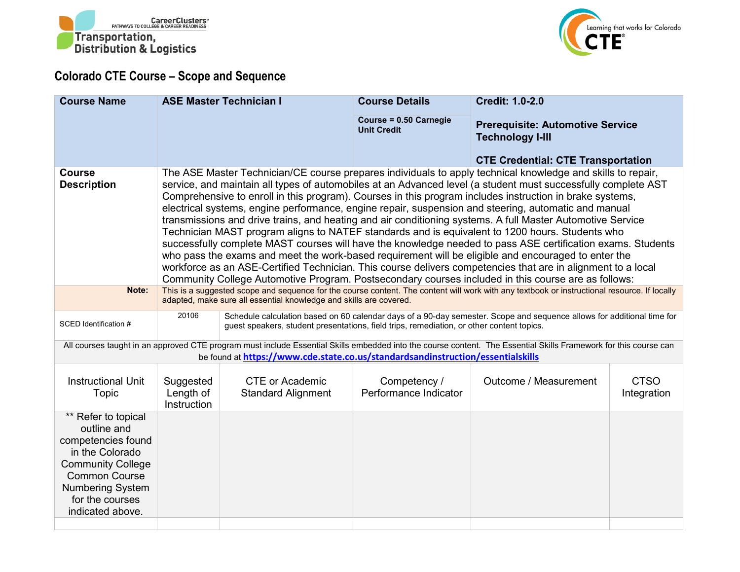CareerClusters™ PATHWAYS TO COLLEGE & CAREER READINESS
Transportation, Distribution & Logistics

Learning that works for Colorado CTE®

# Colorado CTE Course – Scope and Sequence

| **Course Name** | **ASE Master Technician I** | **Course Details** | **Credit: 1.0-2.0** |
|---|---|---|---|
| | | **Course = 0.50 Carnegie Unit Credit** | **Prerequisite: Automotive Service Technology I-III**<br><br>**CTE Credential: CTE Transportation** |
| **Course Description** | The ASE Master Technician/CE course prepares individuals to apply technical knowledge and skills to repair, service, and maintain all types of automobiles at an Advanced level (a student must successfully complete AST Comprehensive to enroll in this program). Courses in this program includes instruction in brake systems, electrical systems, engine performance, engine repair, suspension and steering, automatic and manual transmissions and drive trains, and heating and air conditioning systems. A full Master Automotive Service Technician MAST program aligns to NATEF standards and is equivalent to 1200 hours. Students who successfully complete MAST courses will have the knowledge needed to pass ASE certification exams. Students who pass the exams and meet the work-based requirement will be eligible and encouraged to enter the workforce as an ASE-Certified Technician. This course delivers competencies that are in alignment to a local Community College Automotive Program. Postsecondary courses included in this course are as follows: | | |
| **Note:** | This is a suggested scope and sequence for the course content. The content will work with any textbook or instructional resource. If locally adapted, make sure all essential knowledge and skills are covered. | | |
| SCED Identification # | 20106 | Schedule calculation based on 60 calendar days of a 90-day semester. Scope and sequence allows for additional time for guest speakers, student presentations, field trips, remediation, or other content topics. | |

All courses taught in an approved CTE program must include Essential Skills embedded into the course content. The Essential Skills Framework for this course can be found at https://www.cde.state.co.us/standardsandinstruction/essentialskills

| Instructional Unit Topic | Suggested Length of Instruction | CTE or Academic Standard Alignment | Competency / Performance Indicator | Outcome / Measurement | CTSO Integration |
|---|---|---|---|---|---|
| ** Refer to topical outline and competencies found in the Colorado Community College Common Course Numbering System for the courses indicated above. | | | | | |
| | | | | | |